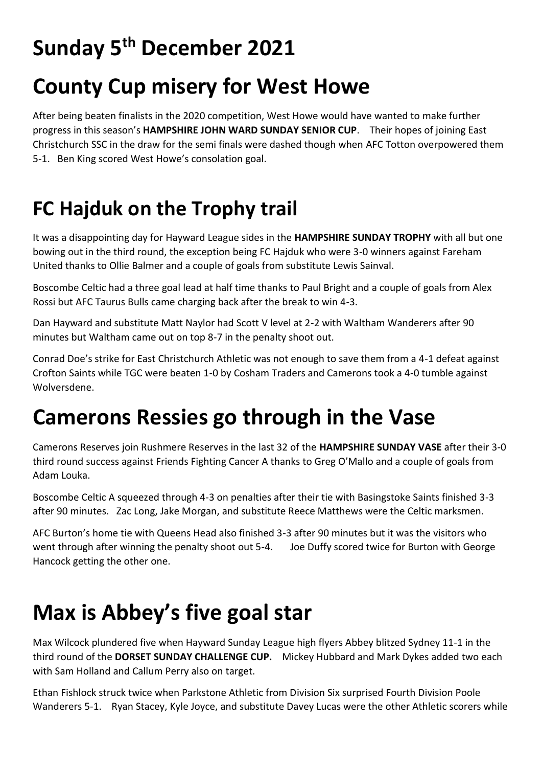# Sunday 5th December 2021

# County Cup misery for West Howe

After being beaten finalists in the 2020 competition, West Howe would have wanted to make further progress in this season's **HAMPSHIRE JOHN WARD SUNDAY SENIOR CUP**. Their hopes of joining East Christchurch SSC in the draw for the semi finals were dashed though when AFC Totton overpowered them 5-1. Ben King scored West Howe's consolation goal.

# FC Hajduk on the Trophy trail

It was a disappointing day for Hayward League sides in the **HAMPSHIRE SUNDAY TROPHY** with all but one bowing out in the third round, the exception being FC Hajduk who were 3-0 winners against Fareham United thanks to Ollie Balmer and a couple of goals from substitute Lewis Sainval.

Boscombe Celtic had a three goal lead at half time thanks to Paul Bright and a couple of goals from Alex Rossi but AFC Taurus Bulls came charging back after the break to win 4-3.

Dan Hayward and substitute Matt Naylor had Scott V level at 2-2 with Waltham Wanderers after 90 minutes but Waltham came out on top 8-7 in the penalty shoot out.

Conrad Doe's strike for East Christchurch Athletic was not enough to save them from a 4-1 defeat against Crofton Saints while TGC were beaten 1-0 by Cosham Traders and Camerons took a 4-0 tumble against Wolversdene.

# Camerons Ressies go through in the Vase

Camerons Reserves join Rushmere Reserves in the last 32 of the **HAMPSHIRE SUNDAY VASE** after their 3-0 third round success against Friends Fighting Cancer A thanks to Greg O'Mallo and a couple of goals from Adam Louka.

Boscombe Celtic A squeezed through 4-3 on penalties after their tie with Basingstoke Saints finished 3-3 after 90 minutes. Zac Long, Jake Morgan, and substitute Reece Matthews were the Celtic marksmen.

AFC Burton's home tie with Queens Head also finished 3-3 after 90 minutes but it was the visitors who went through after winning the penalty shoot out 5-4. Joe Duffy scored twice for Burton with George Hancock getting the other one.

# Max is Abbey's five goal star

Max Wilcock plundered five when Hayward Sunday League high flyers Abbey blitzed Sydney 11-1 in the third round of the **DORSET SUNDAY CHALLENGE CUP.** Mickey Hubbard and Mark Dykes added two each with Sam Holland and Callum Perry also on target.

Ethan Fishlock struck twice when Parkstone Athletic from Division Six surprised Fourth Division Poole Wanderers 5-1. Ryan Stacey, Kyle Joyce, and substitute Davey Lucas were the other Athletic scorers while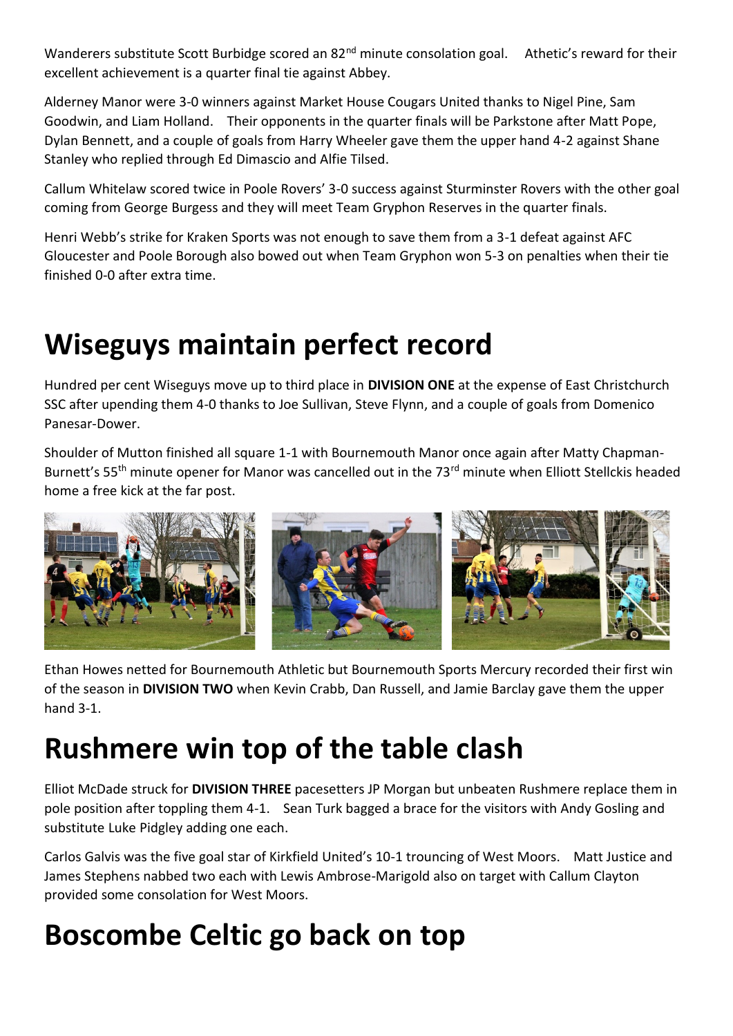Wanderers substitute Scott Burbidge scored an 82nd minute consolation goal. Athetic's reward for their excellent achievement is a quarter final tie against Abbey.

Alderney Manor were 3-0 winners against Market House Cougars United thanks to Nigel Pine, Sam Goodwin, and Liam Holland. Their opponents in the quarter finals will be Parkstone after Matt Pope, Dylan Bennett, and a couple of goals from Harry Wheeler gave them the upper hand 4-2 against Shane Stanley who replied through Ed Dimascio and Alfie Tilsed.

Callum Whitelaw scored twice in Poole Rovers' 3-0 success against Sturminster Rovers with the other goal coming from George Burgess and they will meet Team Gryphon Reserves in the quarter finals.

Henri Webb's strike for Kraken Sports was not enough to save them from a 3-1 defeat against AFC Gloucester and Poole Borough also bowed out when Team Gryphon won 5-3 on penalties when their tie finished 0-0 after extra time.

# Wiseguys maintain perfect record

Hundred per cent Wiseguys move up to third place in **DIVISION ONE** at the expense of East Christchurch SSC after upending them 4-0 thanks to Joe Sullivan, Steve Flynn, and a couple of goals from Domenico Panesar-Dower.

Shoulder of Mutton finished all square 1-1 with Bournemouth Manor once again after Matty Chapman-Burnett's 55th minute opener for Manor was cancelled out in the 73rd minute when Elliott Stellckis headed home a free kick at the far post.

Ethan Howes netted for Bournemouth Athletic but Bournemouth Sports Mercury recorded their first win of the season in **DIVISION TWO** when Kevin Crabb, Dan Russell, and Jamie Barclay gave them the upper hand 3-1.

# Rushmere win top of the table clash

Elliot McDade struck for **DIVISION THREE** pacesetters JP Morgan but unbeaten Rushmere replace them in pole position after toppling them 4-1. Sean Turk bagged a brace for the visitors with Andy Gosling and substitute Luke Pidgley adding one each.

Carlos Galvis was the five goal star of Kirkfield United's 10-1 trouncing of West Moors. Matt Justice and James Stephens nabbed two each with Lewis Ambrose-Marigold also on target with Callum Clayton provided some consolation for West Moors.

# Boscombe Celtic go back on top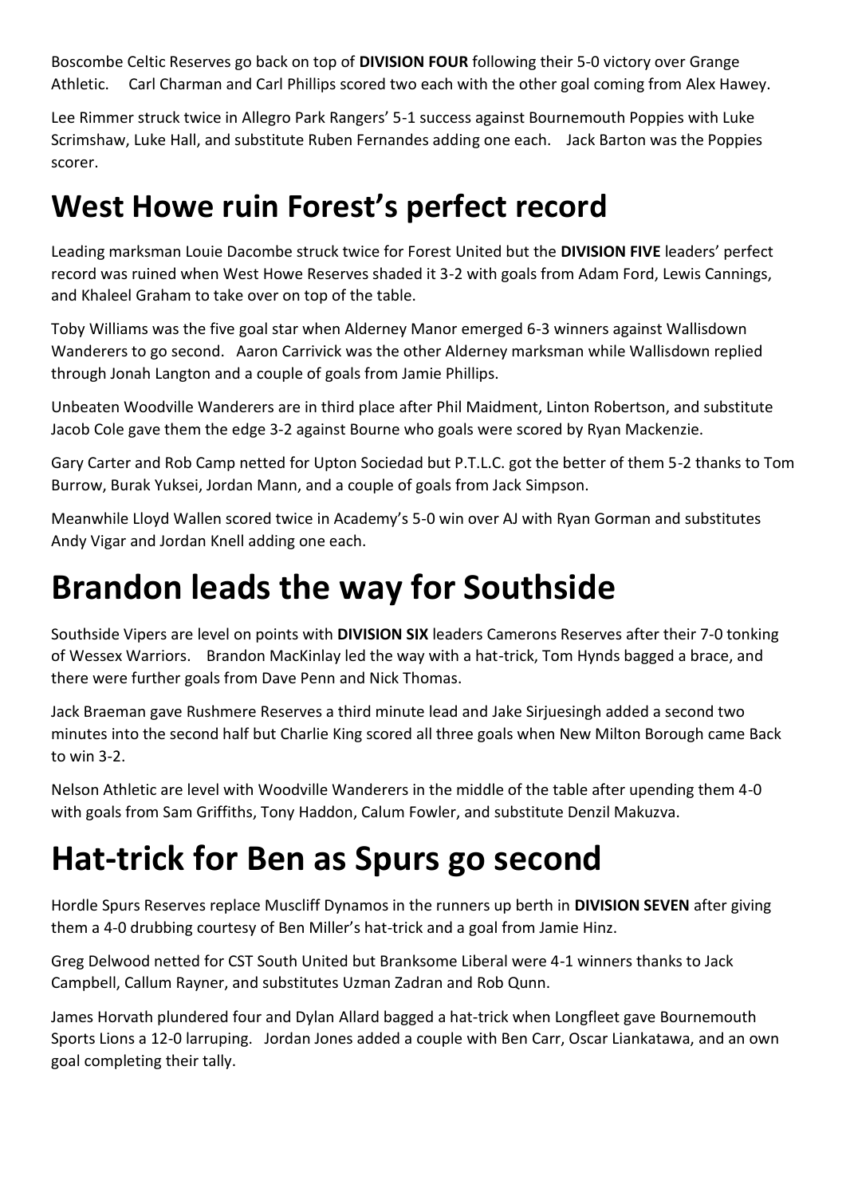Boscombe Celtic Reserves go back on top of **DIVISION FOUR** following their 5-0 victory over Grange Athletic. Carl Charman and Carl Phillips scored two each with the other goal coming from Alex Hawey.

Lee Rimmer struck twice in Allegro Park Rangers' 5-1 success against Bournemouth Poppies with Luke Scrimshaw, Luke Hall, and substitute Ruben Fernandes adding one each. Jack Barton was the Poppies scorer.

# West Howe ruin Forest's perfect record

Leading marksman Louie Dacombe struck twice for Forest United but the **DIVISION FIVE** leaders' perfect record was ruined when West Howe Reserves shaded it 3-2 with goals from Adam Ford, Lewis Cannings, and Khaleel Graham to take over on top of the table.

Toby Williams was the five goal star when Alderney Manor emerged 6-3 winners against Wallisdown Wanderers to go second. Aaron Carrivick was the other Alderney marksman while Wallisdown replied through Jonah Langton and a couple of goals from Jamie Phillips.

Unbeaten Woodville Wanderers are in third place after Phil Maidment, Linton Robertson, and substitute Jacob Cole gave them the edge 3-2 against Bourne who goals were scored by Ryan Mackenzie.

Gary Carter and Rob Camp netted for Upton Sociedad but P.T.L.C. got the better of them 5-2 thanks to Tom Burrow, Burak Yuksei, Jordan Mann, and a couple of goals from Jack Simpson.

Meanwhile Lloyd Wallen scored twice in Academy's 5-0 win over AJ with Ryan Gorman and substitutes Andy Vigar and Jordan Knell adding one each.

# Brandon leads the way for Southside

Southside Vipers are level on points with **DIVISION SIX** leaders Camerons Reserves after their 7-0 tonking of Wessex Warriors. Brandon MacKinlay led the way with a hat-trick, Tom Hynds bagged a brace, and there were further goals from Dave Penn and Nick Thomas.

Jack Braeman gave Rushmere Reserves a third minute lead and Jake Sirjuesingh added a second two minutes into the second half but Charlie King scored all three goals when New Milton Borough came Back to win 3-2.

Nelson Athletic are level with Woodville Wanderers in the middle of the table after upending them 4-0 with goals from Sam Griffiths, Tony Haddon, Calum Fowler, and substitute Denzil Makuzva.

# Hat-trick for Ben as Spurs go second

Hordle Spurs Reserves replace Muscliff Dynamos in the runners up berth in **DIVISION SEVEN** after giving them a 4-0 drubbing courtesy of Ben Miller's hat-trick and a goal from Jamie Hinz.

Greg Delwood netted for CST South United but Branksome Liberal were 4-1 winners thanks to Jack Campbell, Callum Rayner, and substitutes Uzman Zadran and Rob Qunn.

James Horvath plundered four and Dylan Allard bagged a hat-trick when Longfleet gave Bournemouth Sports Lions a 12-0 larruping. Jordan Jones added a couple with Ben Carr, Oscar Liankatawa, and an own goal completing their tally.